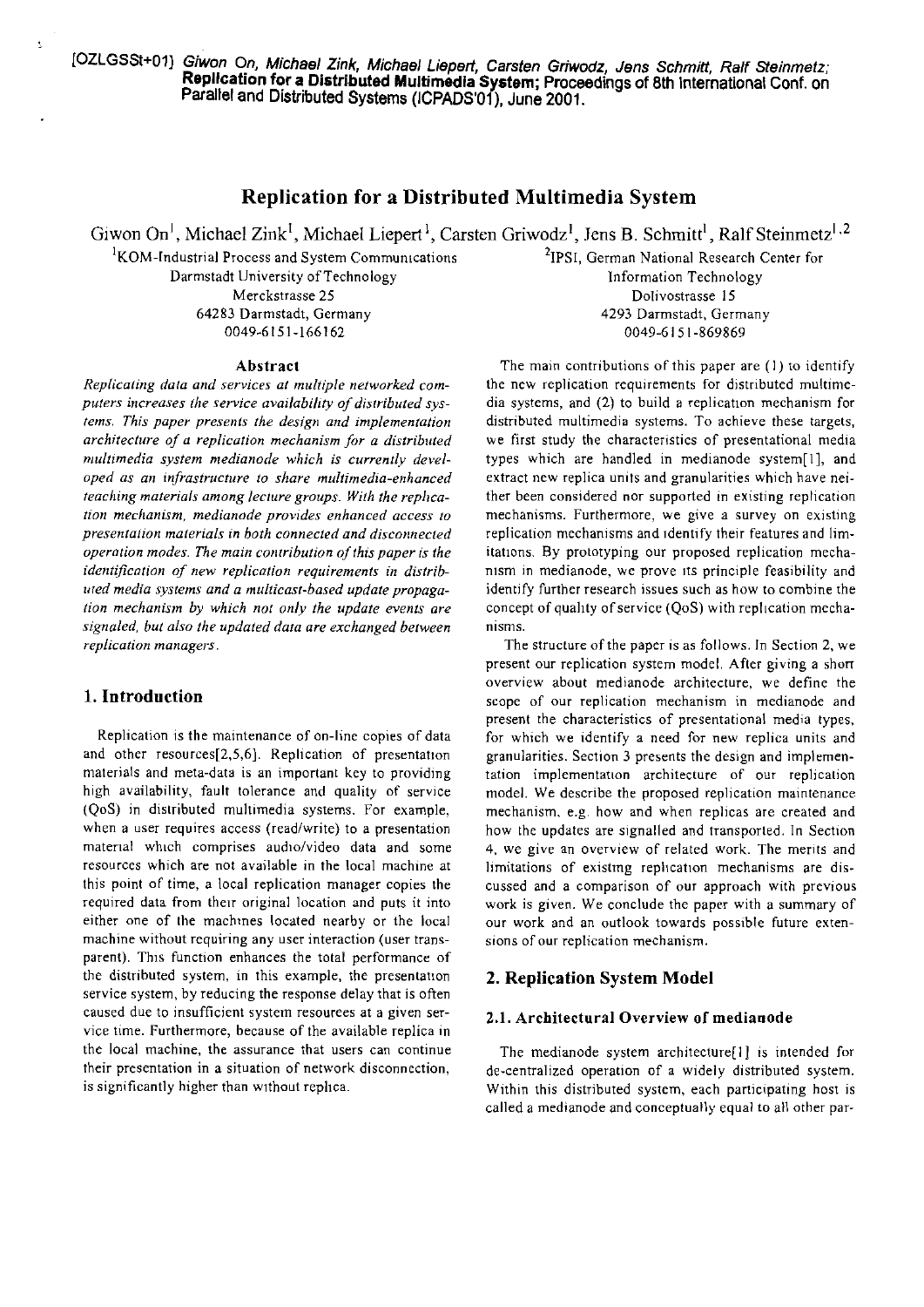[OZLGSSt+01] *Giwon On, Michael Zink, Michael Liepert, Carsten Griwodz, Jens Schmitt, Ralf Steinmetz;* **Replication for a Distributed Multimedia System**; Proceedings of 8th International Conf. on Parallel and Distributed Systems (ICPADS'01), June 2001.

# Replication for a Distributed Multimedia System

Giwon On[1], Michael Zink[1], Michael Liepert[1], Carsten Griwodz[1], Jens B. Schmitt[1], Ralf Steinmetz[1,2]

[1]KOM-Industrial Process and System Communications
Darmstadt University of Technology
Merckstrasse 25
64283 Darmstadt, Germany
0049-6151-166162

[2]IPSI, German National Research Center for Information Technology
Dolivostrasse 15
4293 Darmstadt, Germany
0049-6151-869869

## Abstract

*Replicating data and services at multiple networked computers increases the service availability of distributed systems. This paper presents the design and implementation architecture of a replication mechanism for a distributed multimedia system medianode which is currently developed as an infrastructure to share multimedia-enhanced teaching materials among lecture groups. With the replication mechanism, medianode provides enhanced access to presentation materials in both connected and disconnected operation modes. The main contribution of this paper is the identification of new replication requirements in distributed media systems and a multicast-based update propagation mechanism by which not only the update events are signaled, but also the updated data are exchanged between replication managers.*

## 1. Introduction

Replication is the maintenance of on-line copies of data and other resources[2,5,6]. Replication of presentation materials and meta-data is an important key to providing high availability, fault tolerance and quality of service (QoS) in distributed multimedia systems. For example, when a user requires access (read/write) to a presentation material which comprises audio/video data and some resources which are not available in the local machine at this point of time, a local replication manager copies the required data from their original location and puts it into either one of the machines located nearby or the local machine without requiring any user interaction (user transparent). This function enhances the total performance of the distributed system, in this example, the presentation service system, by reducing the response delay that is often caused due to insufficient system resources at a given service time. Furthermore, because of the available replica in the local machine, the assurance that users can continue their presentation in a situation of network disconnection, is significantly higher than without replica.

The main contributions of this paper are (1) to identify the new replication requirements for distributed multimedia systems, and (2) to build a replication mechanism for distributed multimedia systems. To achieve these targets, we first study the characteristics of presentational media types which are handled in medianode system[1], and extract new replica units and granularities which have neither been considered nor supported in existing replication mechanisms. Furthermore, we give a survey on existing replication mechanisms and identify their features and limitations. By prototyping our proposed replication mechanism in medianode, we prove its principle feasibility and identify further research issues such as how to combine the concept of quality of service (QoS) with replication mechanisms.

The structure of the paper is as follows. In Section 2, we present our replication system model. After giving a short overview about medianode architecture, we define the scope of our replication mechanism in medianode and present the characteristics of presentational media types, for which we identify a need for new replica units and granularities. Section 3 presents the design and implementation implementation architecture of our replication model. We describe the proposed replication maintenance mechanism, e.g. how and when replicas are created and how the updates are signalled and transported. In Section 4, we give an overview of related work. The merits and limitations of existing replication mechanisms are discussed and a comparison of our approach with previous work is given. We conclude the paper with a summary of our work and an outlook towards possible future extensions of our replication mechanism.

## 2. Replication System Model

### 2.1. Architectural Overview of medianode

The medianode system architecture[1] is intended for de-centralized operation of a widely distributed system. Within this distributed system, each participating host is called a medianode and conceptually equal to all other par-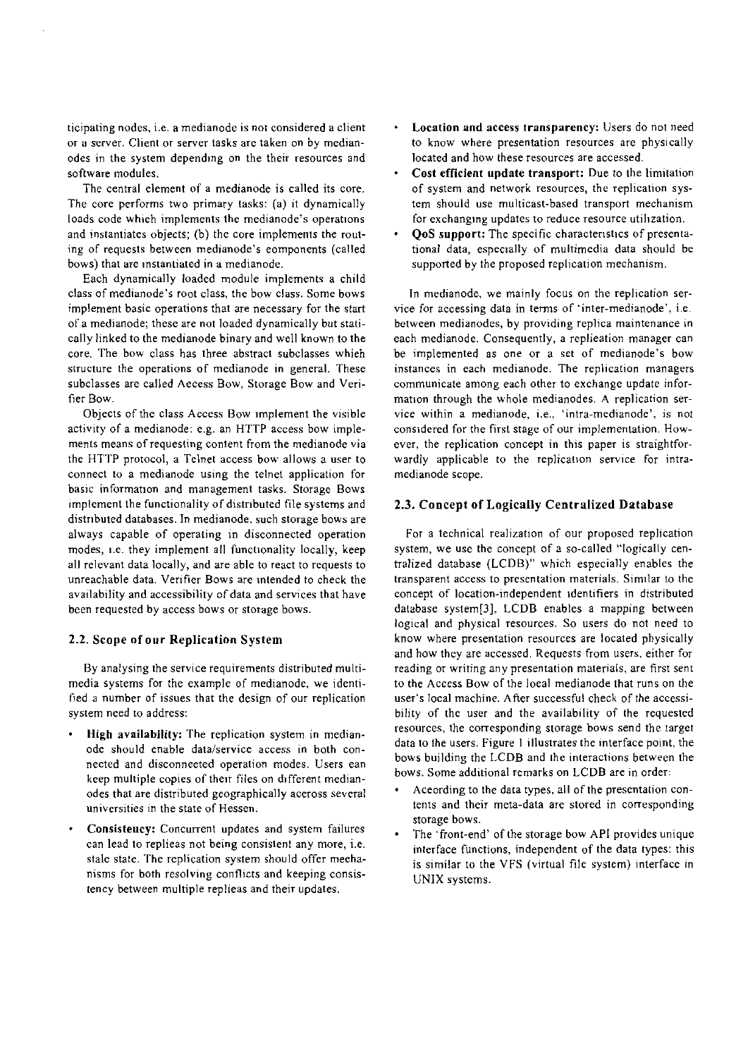ticipating nodes, i.e. a medianode is not considered a client or a server. Client or server tasks are taken on by medianodes in the system depending on the their resources and software modules.

The central element of a medianode is called its core. The core performs two primary tasks: (a) it dynamically loads code which implements the medianode's operations and instantiates objects; (b) the core implements the routing of requests between medianode's components (called bows) that are instantiated in a medianode.

Each dynamically loaded module implements a child class of medianode's root class, the bow class. Some bows implement basic operations that are necessary for the start of a medianode; these are not loaded dynamically but statically linked to the medianode binary and well known to the core. The bow class has three abstract subclasses which structure the operations of medianode in general. These subclasses are called Access Bow, Storage Bow and Verifier Bow.

Objects of the class Access Bow implement the visible activity of a medianode; e.g. an HTTP access bow implements means of requesting content from the medianode via the HTTP protocol, a Telnet access bow allows a user to connect to a medianode using the telnet application for basic information and management tasks. Storage Bows implement the functionality of distributed file systems and distributed databases. In medianode, such storage bows are always capable of operating in disconnected operation modes, i.e. they implement all functionality locally, keep all relevant data locally, and are able to react to requests to unreachable data. Verifier Bows are intended to check the availability and accessibility of data and services that have been requested by access bows or storage bows.

## 2.2. Scope of our Replication System

By analysing the service requirements distributed multimedia systems for the example of medianode, we identified a number of issues that the design of our replication system need to address:

- **High availability:** The replication system in medianode should enable data/service access in both connected and disconnected operation modes. Users can keep multiple copies of their files on different medianodes that are distributed geographically aceross several universities in the state of Hessen.
- **Consistency:** Concurrent updates and system failures can lead to replicas not being consistent any more, i.e. stale state. The replication system should offer mechanisms for both resolving conflicts and keeping consistency between multiple replicas and their updates.
- **Location and access transparency:** Users do not need to know where presentation resources are physically located and how these resources are accessed.
- **Cost efficient update transport:** Due to the limitation of system and network resources, the replication system should use multicast-based transport mechanism for exchanging updates to reduce resource utilization.
- **QoS support:** The specific characteristics of presentational data, especially of multimedia data should be supported by the proposed replication mechanism.

In medianode, we mainly focus on the replication service for accessing data in terms of 'inter-medianode', i.e. between medianodes, by providing replica maintenance in each medianode. Consequently, a replication manager can be implemented as one or a set of medianode's bow instances in each medianode. The replication managers communicate among each other to exchange update information through the whole medianodes. A replication service within a medianode, i.e., 'intra-medianode', is not considered for the first stage of our implementation. However, the replication concept in this paper is straightforwardly applicable to the replication service for intra-medianode scope.

## 2.3. Concept of Logically Centralized Database

For a technical realization of our proposed replication system, we use the concept of a so-called "logically centralized database (LCDB)" which especially enables the transparent access to presentation materials. Similar to the concept of location-independent identifiers in distributed database system[3], LCDB enables a mapping between logical and physical resources. So users do not need to know where presentation resources are located physically and how they are accessed. Requests from users, either for reading or writing any presentation materials, are first sent to the Access Bow of the local medianode that runs on the user's local machine. After successful check of the accessibility of the user and the availability of the requested resources, the corresponding storage bows send the target data to the users. Figure 1 illustrates the interface point, the bows building the LCDB and the interactions between the bows. Some additional remarks on LCDB are in order:

- According to the data types, all of the presentation contents and their meta-data are stored in corresponding storage bows.
- The 'front-end' of the storage bow API provides unique interface functions, independent of the data types: this is similar to the VFS (virtual file system) interface in UNIX systems.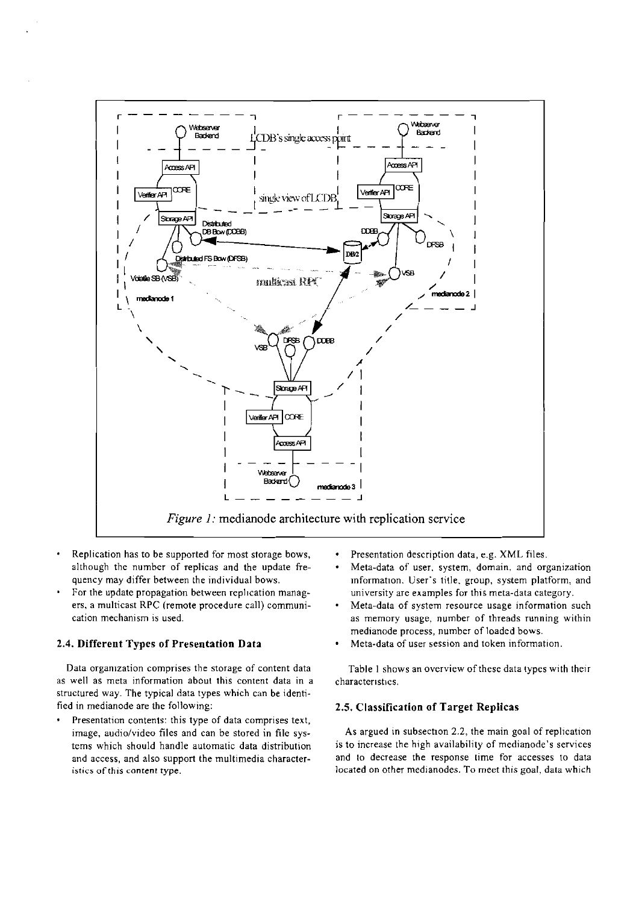*Figure 1:* medianode architecture with replication service

- Replication has to be supported for most storage bows, although the number of replicas and the update frequency may differ between the individual bows.
- For the update propagation between replication managers, a multicast RPC (remote procedure call) communication mechanism is used.

### 2.4. Different Types of Presentation Data

Data organization comprises the storage of content data as well as meta information about this content data in a structured way. The typical data types which can be identified in medianode are the following:

- Presentation contents: this type of data comprises text, image, audio/video files and can be stored in file systems which should handle automatic data distribution and access, and also support the multimedia characteristics of this content type.
- Presentation description data, e.g. XML files.
- Meta-data of user, system, domain, and organization information. User's title, group, system platform, and university are examples for this meta-data category.
- Meta-data of system resource usage information such as memory usage, number of threads running within medianode process, number of loaded bows.
- Meta-data of user session and token information.

Table 1 shows an overview of these data types with their characteristics.

### 2.5. Classification of Target Replicas

As argued in subsection 2.2, the main goal of replication is to increase the high availability of medianode's services and to decrease the response time for accesses to data located on other medianodes. To meet this goal, data which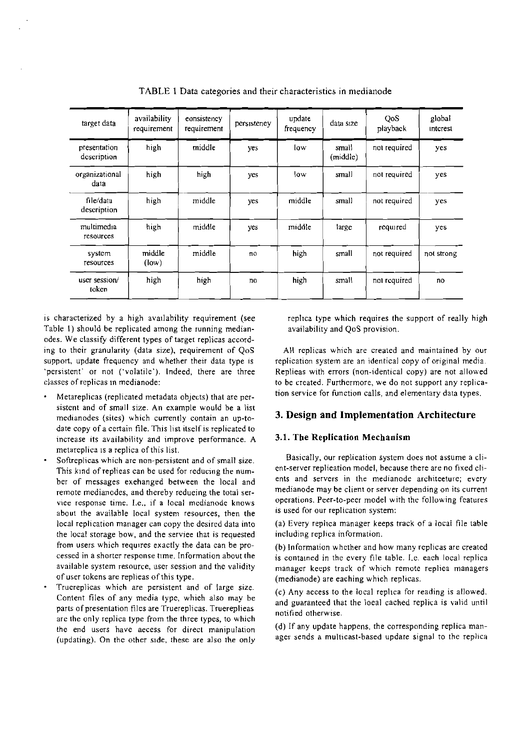TABLE 1 Data categories and their characteristics in medianode

| target data | availability requirement | consistency requirement | persistency | update frequency | data size | QoS playback | global interest |
|---|---|---|---|---|---|---|---|
| presentation description | high | middle | yes | low | small (middle) | not required | yes |
| organizational data | high | high | yes | low | small | not required | yes |
| file/data description | high | middle | yes | middle | small | not required | yes |
| multimedia resources | high | middle | yes | middle | large | required | yes |
| system resources | middle (low) | middle | no | high | small | not required | not strong |
| user session/ token | high | high | no | high | small | not required | no |

is characterized by a high availability requirement (see Table 1) should be replicated among the running medianodes. We classify different types of target replicas according to their granularity (data size), requirement of QoS support, update frequency and whether their data type is 'persistent' or not ('volatile'). Indeed, there are three classes of replicas in medianode:

- Metareplicas (replicated metadata objects) that are persistent and of small size. An example would be a list medianodes (sites) which currently contain an up-to-date copy of a certain file. This list itself is replicated to increase its availability and improve performance. A metareplica is a replica of this list.
- Softreplicas which are non-persistent and of small size. This kind of replicas can be used for reducing the number of messages exchanged between the local and remote medianodes, and thereby reducing the total service response time. I.e., if a local medianode knows about the available local system resources, then the local replication manager can copy the desired data into the local storage bow, and the service that is requested from users which requires exactly the data can be processed in a shorter response time. Information about the available system resource, user session and the validity of user tokens are replicas of this type.
- Truereplicas which are persistent and of large size. Content files of any media type, which also may be parts of presentation files are Truereplicas. Truereplicas are the only replica type from the three types, to which the end users have access for direct manipulation (updating). On the other side, these are also the only replica type which requires the support of really high availability and QoS provision.

All replicas which are created and maintained by our replication system are an identical copy of original media. Replicas with errors (non-identical copy) are not allowed to be created. Furthermore, we do not support any replication service for function calls, and elementary data types.

## 3. Design and Implementation Architecture

### 3.1. The Replication Mechanism

Basically, our replication system does not assume a client-server replication model, because there are no fixed clients and servers in the medianode architecture; every medianode may be client or server depending on its current operations. Peer-to-peer model with the following features is used for our replication system:

(a) Every replica manager keeps track of a local file table including replica information.

(b) Information whether and how many replicas are created is contained in the every file table. I.e. each local replica manager keeps track of which remote replica managers (medianode) are caching which replicas.

(c) Any access to the local replica for reading is allowed, and guaranteed that the local cached replica is valid until notified otherwise.

(d) If any update happens, the corresponding replica manager sends a multicast-based update signal to the replica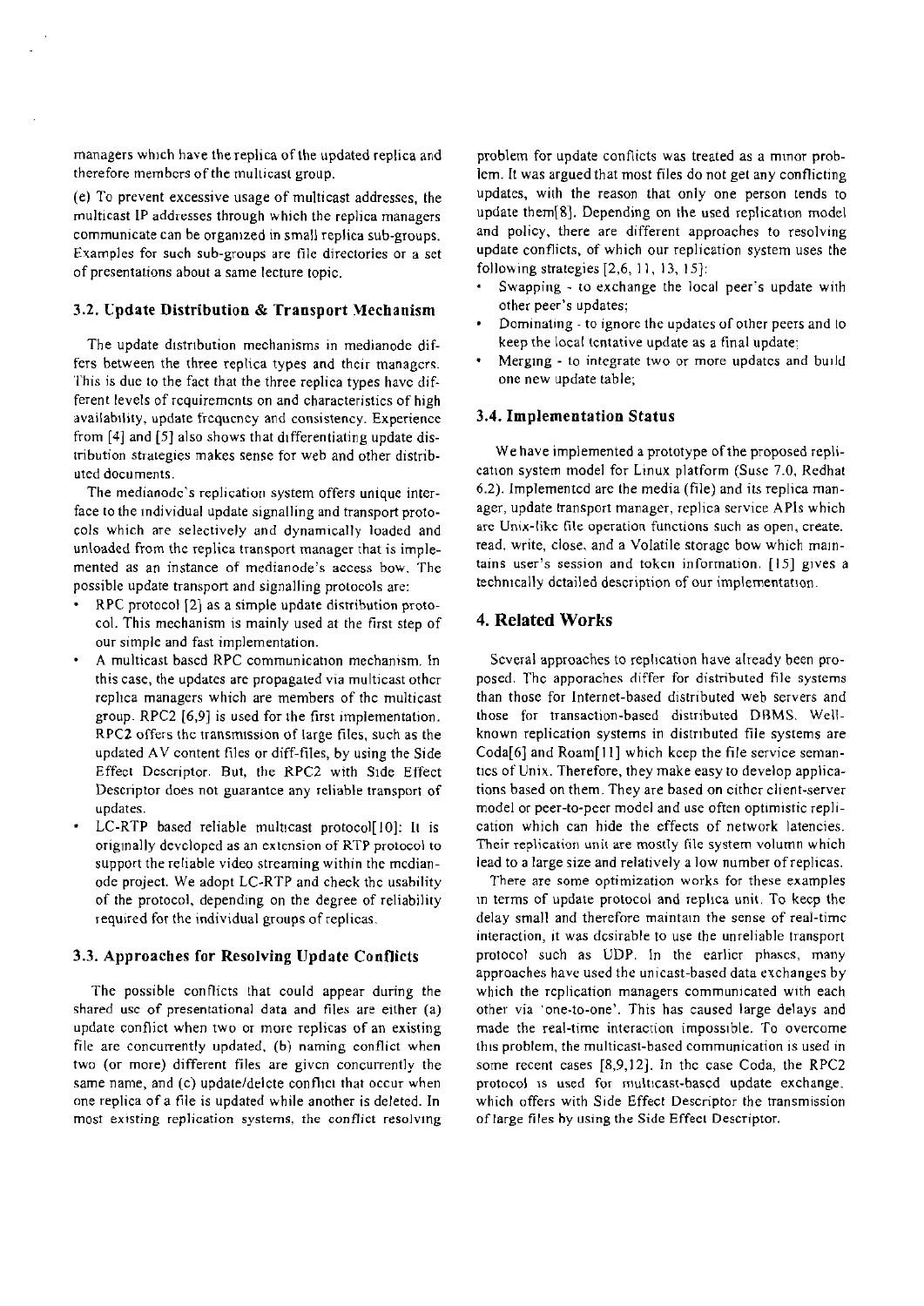managers which have the replica of the updated replica and therefore members of the multicast group.

(e) To prevent excessive usage of multicast addresses, the multicast IP addresses through which the replica managers communicate can be organized in small replica sub-groups. Examples for such sub-groups are file directories or a set of presentations about a same lecture topic.

### 3.2. Update Distribution & Transport Mechanism

The update distribution mechanisms in medianode differs between the three replica types and their managers. This is due to the fact that the three replica types have different levels of requirements on and characteristics of high availability, update frequency and consistency. Experience from [4] and [5] also shows that differentiating update distribution strategies makes sense for web and other distributed documents.

The medianode's replication system offers unique interface to the individual update signalling and transport protocols which are selectively and dynamically loaded and unloaded from the replica transport manager that is implemented as an instance of medianode's access bow. The possible update transport and signalling protocols are:

- RPC protocol [2] as a simple update distribution protocol. This mechanism is mainly used at the first step of our simple and fast implementation.
- A multicast based RPC communication mechanism. In this case, the updates are propagated via multicast other replica managers which are members of the multicast group. RPC2 [6,9] is used for the first implementation. RPC2 offers the transmission of large files, such as the updated AV content files or diff-files, by using the Side Effect Descriptor. But, the RPC2 with Side Effect Descriptor does not guarantee any reliable transport of updates.
- LC-RTP based reliable multicast protocol[10]: It is originally developed as an extension of RTP protocol to support the reliable video streaming within the medianode project. We adopt LC-RTP and check the usability of the protocol, depending on the degree of reliability required for the individual groups of replicas.

### 3.3. Approaches for Resolving Update Conflicts

The possible conflicts that could appear during the shared use of presentational data and files are either (a) update conflict when two or more replicas of an existing file are concurrently updated, (b) naming conflict when two (or more) different files are given concurrently the same name, and (c) update/delete conflict that occur when one replica of a file is updated while another is deleted. In most existing replication systems, the conflict resolving problem for update conflicts was treated as a minor problem. It was argued that most files do not get any conflicting updates, with the reason that only one person tends to update them[8]. Depending on the used replication model and policy, there are different approaches to resolving update conflicts, of which our replication system uses the following strategies [2,6, 11, 13, 15]:

- Swapping - to exchange the local peer's update with other peer's updates;
- Dominating - to ignore the updates of other peers and to keep the local tentative update as a final update;
- Merging - to integrate two or more updates and build one new update table;

### 3.4. Implementation Status

We have implemented a prototype of the proposed replication system model for Linux platform (Suse 7.0, Redhat 6.2). Implemented are the media (file) and its replica manager, update transport manager, replica service APIs which are Unix-like file operation functions such as open, create, read, write, close, and a Volatile storage bow which maintains user's session and token information. [15] gives a technically detailed description of our implementation.

## 4. Related Works

Several approaches to replication have already been proposed. The apporaches differ for distributed file systems than those for Internet-based distributed web servers and those for transaction-based distributed DBMS. Well-known replication systems in distributed file systems are Coda[6] and Roam[11] which keep the file service semantics of Unix. Therefore, they make easy to develop applications based on them. They are based on either client-server model or peer-to-peer model and use often optimistic replication which can hide the effects of network latencies. Their replication unit are mostly file system volumn which lead to a large size and relatively a low number of replicas.

There are some optimization works for these examples in terms of update protocol and replica unit. To keep the delay small and therefore maintain the sense of real-time interaction, it was desirable to use the unreliable transport protocol such as UDP. In the earlier phases, many approaches have used the unicast-based data exchanges by which the replication managers communicated with each other via 'one-to-one'. This has caused large delays and made the real-time interaction impossible. To overcome this problem, the multicast-based communication is used in some recent cases [8,9,12]. In the case Coda, the RPC2 protocol is used for multicast-based update exchange, which offers with Side Effect Descriptor the transmission of large files by using the Side Effect Descriptor.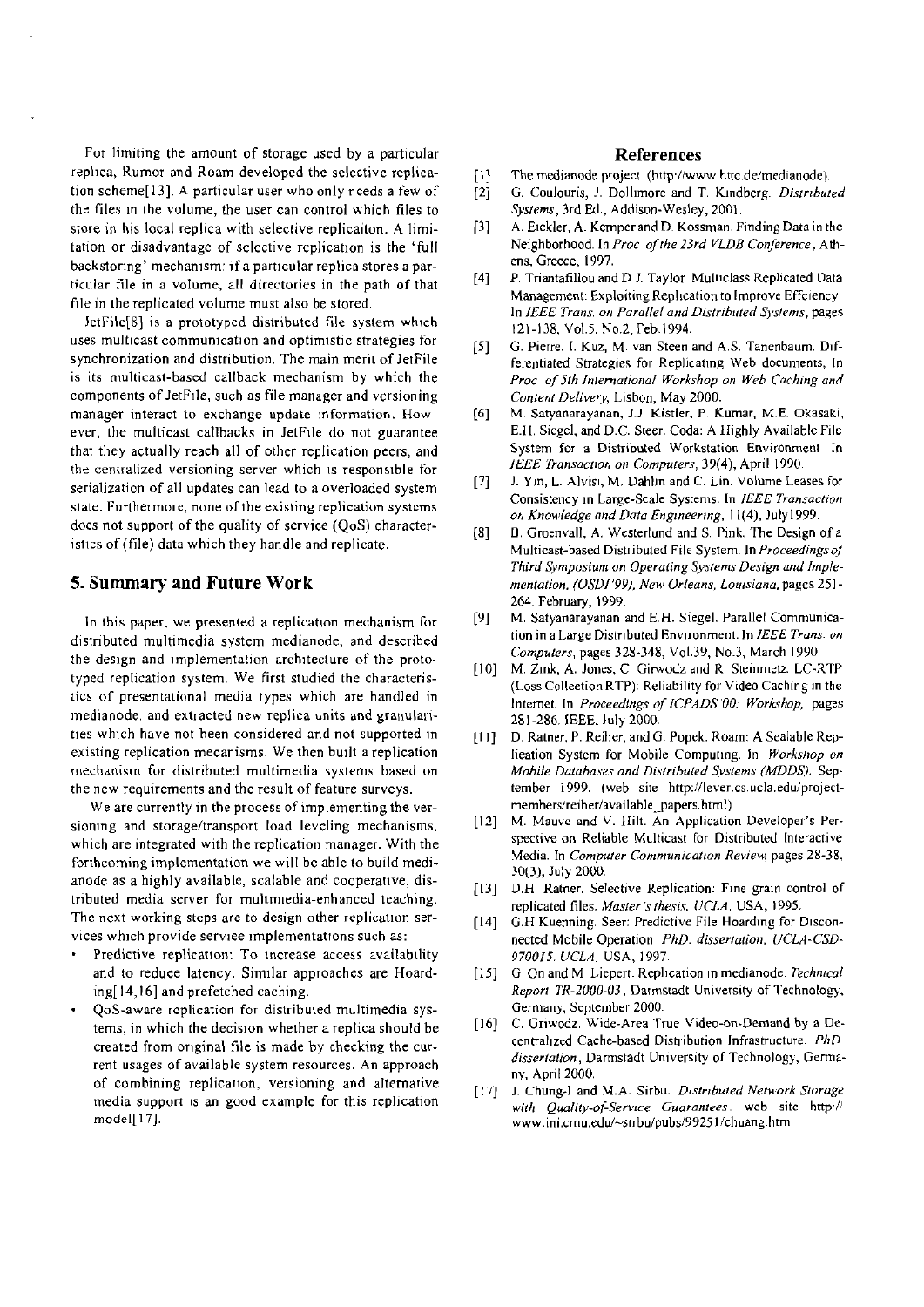For limiting the amount of storage used by a particular replica, Rumor and Roam developed the selective replication scheme[13]. A particular user who only needs a few of the files in the volume, the user can control which files to store in his local replica with selective replicaiton. A limitation or disadvantage of selective replication is the 'full backstoring' mechanism: if a particular replica stores a particular file in a volume, all directories in the path of that file in the replicated volume must also be stored.

JetFile[8] is a prototyped distributed file system which uses multicast communication and optimistic strategies for synchronization and distribution. The main merit of JetFile is its multicast-based callback mechanism by which the components of JetFile, such as file manager and versioning manager interact to exchange update information. However, the multicast callbacks in JetFile do not guarantee that they actually reach all of other replication peers, and the centralized versioning server which is responsible for serialization of all updates can lead to a overloaded system state. Furthermore, none of the existing replication systems does not support of the quality of service (QoS) characteristics of (file) data which they handle and replicate.

## 5. Summary and Future Work

In this paper, we presented a replication mechanism for distributed multimedia system medianode, and described the design and implementation architecture of the prototyped replication system. We first studied the characteristics of presentational media types which are handled in medianode, and extracted new replica units and granularities which have not been considered and not supported in existing replication mecanisms. We then built a replication mechanism for distributed multimedia systems based on the new requirements and the result of feature surveys.

We are currently in the process of implementing the versioning and storage/transport load leveling mechanisms, which are integrated with the replication manager. With the forthcoming implementation we will be able to build medianode as a highly available, scalable and cooperative, distributed media server for multimedia-enhanced teaching. The next working steps are to design other replication services which provide serviee implementations such as:

- Predictive replication: To increase access availability and to reduce latency. Similar approaches are Hoarding[14,16] and prefetched caching.
- QoS-aware replication for distributed multimedia systems, in which the decision whether a replica should be created from original file is made by checking the current usages of available system resources. An approach of combining replication, versioning and alternative media support is an good example for this replication model[17].

## References

[1] The medianode project. (http://www.httc.de/medianode).

[2] G. Coulouris, J. Dollimore and T. Kindberg. *Distributed Systems*, 3rd Ed., Addison-Wesley, 2001.

[3] A. Eickler, A. Kemper and D. Kossman. Finding Data in the Neighborhood. In *Proc of the 23rd VLDB Conference*, Athens, Greece, 1997.

[4] P. Triantafillou and D.J. Taylor. Multiclass Replicated Data Management: Exploiting Replication to Improve Effciency. In *IEEE Trans. on Parallel and Distributed Systems*, pages 121-138, Vol.5, No.2, Feb.1994.

[5] G. Pierre, I. Kuz, M. van Steen and A.S. Tanenbaum. Differentiated Strategies for Replicating Web documents, In *Proc. of 5th International Workshop on Web Caching and Content Delivery*, Lisbon, May 2000.

[6] M. Satyanarayanan, J.J. Kistler, P. Kumar, M.E. Okasaki, E.H. Siegel, and D.C. Steer. Coda: A Highly Available File System for a Distributed Workstation Environment. In *IEEE Transaction on Computers*, 39(4), April 1990.

[7] J. Yin, L. Alvisi, M. Dahlin and C. Lin. Volume Leases for Consistency in Large-Scale Systems. In *IEEE Transaction on Knowledge and Data Engineering*, 11(4), July1999.

[8] B. Groenvall, A. Westerlund and S. Pink. The Design of a Multicast-based Distributed File System. In *Proceedings of Third Symposium on Operating Systems Design and Implementation, (OSDI'99), New Orleans, Louisiana*, pages 251-264. February, 1999.

[9] M. Satyanarayanan and E.H. Siegel. Parallel Communication in a Large Distributed Environment. In *IEEE Trans. on Computers*, pages 328-348, Vol.39, No.3, March 1990.

[10] M. Zink, A. Jones, C. Griwodz and R. Steinmetz. LC-RTP (Loss Collection RTP): Reliability for Video Caching in the Internet. In *Proceedings of ICPADS'00: Workshop*, pages 281-286. IEEE, July 2000.

[11] D. Ratner, P. Reiher, and G. Popek. Roam: A Scalable Replication System for Mobile Computing. In *Workshop on Mobile Databases and Distributed Systems (MDDS)*, September 1999. (web site http://lever.cs.ucla.edu/project-members/reiher/available_papers.html)

[12] M. Mauve and V. Hilt. An Application Developer's Perspective on Reliable Multicast for Distributed Interactive Media. In *Computer Communication Review*, pages 28-38, 30(3), July 2000.

[13] D.H. Ratner. Selective Replication: Fine grain control of replicated files. *Master's thesis, UCLA*, USA, 1995.

[14] G.H Kuenning. Seer: Predictive File Hoarding for Disconnected Mobile Operation. *PhD. dissertation, UCLA-CSD-970015. UCLA*, USA, 1997.

[15] G. On and M. Liepert. Replication in medianode. *Technical Report TR-2000-03*, Darmstadt University of Technology, Germany, September 2000.

[16] C. Griwodz. Wide-Area True Video-on-Demand by a Decentralized Cache-based Distribution Infrastructure. *PhD dissertation*, Darmstadt University of Technology, Germany, April 2000.

[17] J. Chung-I and M.A. Sirbu. *Distributed Network Storage with Quality-of-Service Guarantees*. web site http://www.ini.cmu.edu/~sirbu/pubs/99251/chuang.htm